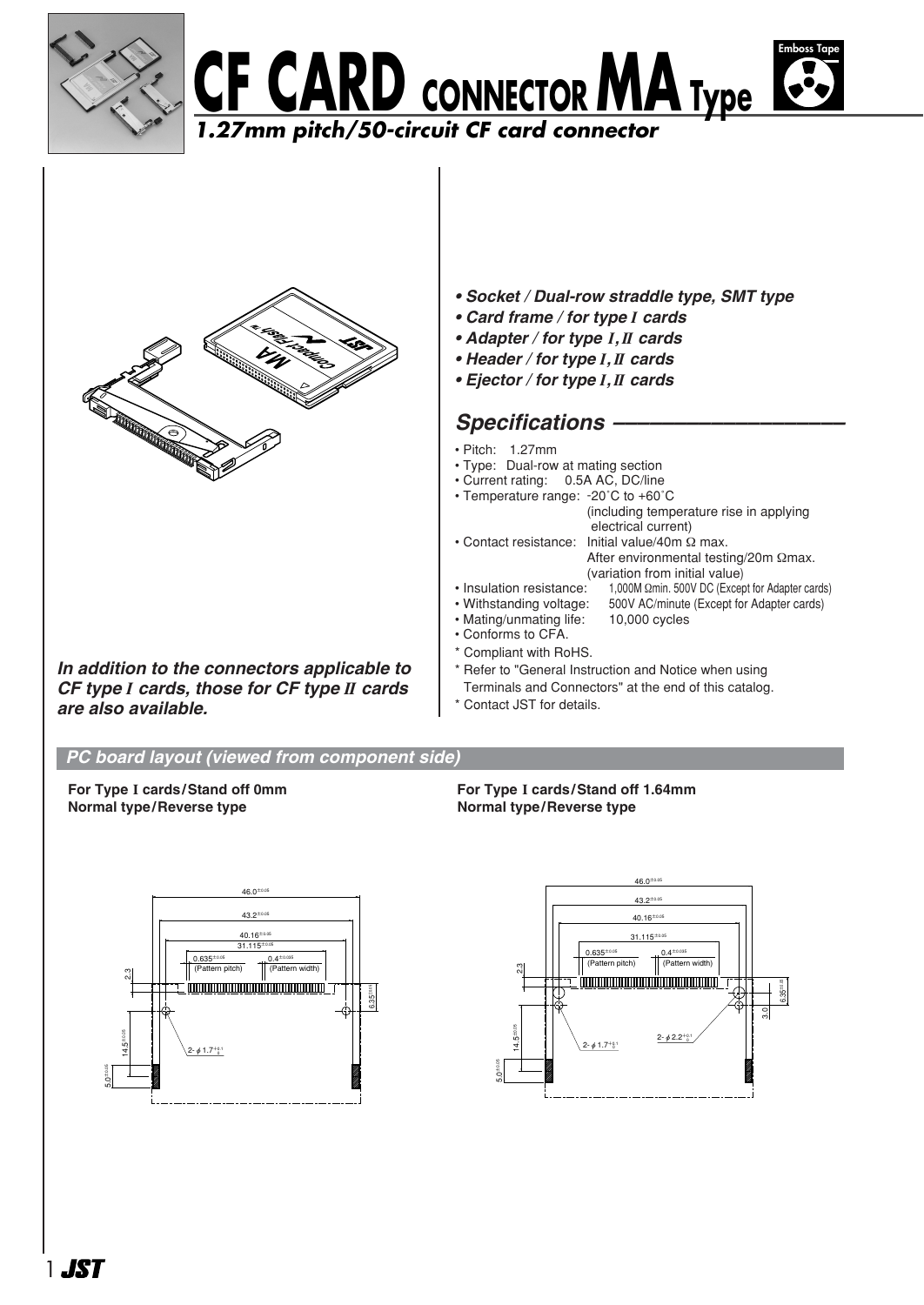# CF CARD CONNECTOR MA Type

Emboss Tape

## 1.27mm pitch/50-circuit CF card connector

- ***Socket / Dual-row straddle type, SMT type***
- ***Card frame / for type I cards***
- ***Adapter / for type I, II cards***
- ***Header / for type I, II cards***
- ***Ejector / for type I, II cards***

## *Specifications*

- Pitch: 1.27mm
- Type: Dual-row at mating section
- Current rating: 0.5A AC, DC/line
- Temperature range: -20˚C to +60˚C (including temperature rise in applying electrical current)
- Contact resistance: Initial value/40m Ω max. After environmental testing/20m Ωmax. (variation from initial value)
- Insulation resistance: 1,000M Ωmin. 500V DC (Except for Adapter cards)
- Withstanding voltage: 500V AC/minute (Except for Adapter cards)
- Mating/unmating life: 10,000 cycles
- Conforms to CFA.

\* Compliant with RoHS.
\* Refer to "General Instruction and Notice when using Terminals and Connectors" at the end of this catalog.
\* Contact JST for details.

***In addition to the connectors applicable to CF type I cards, those for CF type II cards are also available.***

### *PC board layout (viewed from component side)*

**For Type I cards/Stand off 0mm**
**Normal type/Reverse type**

46.0±0.05
43.2±0.05
40.16±0.05
31.115±0.05
0.635±0.05 (Pattern pitch)
0.4±0.035 (Pattern width)
2.3
6.35±0.05
14.5±0.05
5.0±0.05
2- ϕ1.7 +0.1 0

**For Type I cards/Stand off 1.64mm**
**Normal type/Reverse type**

46.0±0.05
43.2±0.05
40.16±0.05
31.115±0.05
0.635±0.05 (Pattern pitch)
0.4±0.035 (Pattern width)
2.3
6.35±0.05
3.0
14.5±0.05
5.0±0.05
2- ϕ1.7 +0.1 0
2- ϕ2.2 +0.1 0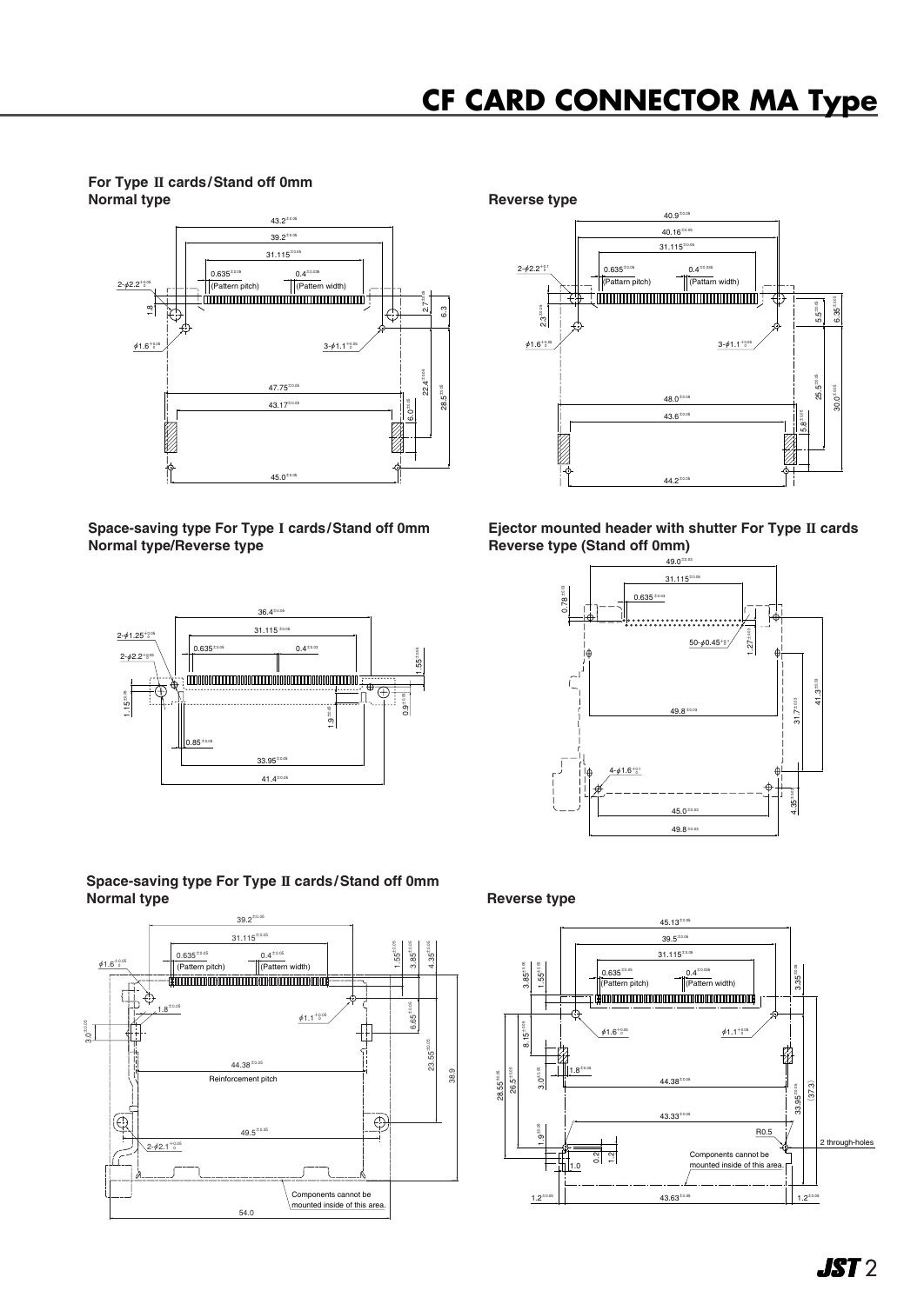# CF CARD CONNECTOR MA Type

**For Type II cards/Stand off 0mm**
**Normal type**

43.2±0.05
39.2±0.05
31.115±0.05
0.635±0.05 (Pattern pitch)
0.4±0.035 (Pattern width)
2-φ2.2+0.05
1.8
φ1.6+0.05
3-φ1.1+0.05
2.7±0.05
6.3
47.75±0.05
43.17±0.05
22.4±0.05
6.0±0.05
28.5±0.05
45.0±0.05

**Reverse type**

40.9±0.05
40.16±0.05
31.115±0.05
2-φ2.2+0.1
0.635±0.05 (Pattarn pitch)
0.4±0.035 (Pattern width)
2.3±0.05
φ1.6+0.05
3-φ1.1+0.05
5.5±0.05
6.35±0.05
25.5±0.05
30.0±0.05
48.0±0.05
43.6±0.05
5.8±0.05
44.2±0.05

**Space-saving type For Type I cards/Stand off 0mm**
**Normal type/Reverse type**

36.4±0.05
31.115±0.05
2-φ1.25+0.05
2-φ2.2+0.05
0.635±0.05
0.4±0.03
1.55±0.05
1.15±0.05
0.9±0.05
1.9±0.05
0.85±0.05
33.95±0.05
41.4±0.05

**Ejector mounted header with shutter For Type II cards**
**Reverse type (Stand off 0mm)**

49.0±0.03
31.115±0.05
0.78±0.03
0.635±0.03
50-φ0.45+0.1
1.27±0.03
41.3±0.03
31.7±0.03
49.8±0.03
4-φ1.6+0.1
4.35±0.03
45.0±0.03
49.8±0.03

**Space-saving type For Type II cards/Stand off 0mm**
**Normal type**

39.2±0.05
31.115±0.05
0.635±0.05 (Pattern pitch)
0.4±0.05 (Pattern width)
φ1.6+0.05
1.55±0.05
3.85±0.05
4.35±0.05
1.8±0.05
φ1.1+0.05
3.0±0.05
6.65±0.05
44.38±0.05
Reinforcement pitch
23.55±0.05
38.9
49.5±0.05
2-φ2.1+0.05
Components cannot be mounted inside of this area.
54.0

**Reverse type**

45.13±0.05
39.5±0.05
31.115±0.05
3.85±0.05
1.55±0.05
0.635±0.05 (Pattern pitch)
0.4±0.035 (Pattern width)
3.35±0.05
8.15±0.05
φ1.6+0.05
φ1.1+0.05
3.0±0.05
1.8±0.05
28.55±0.05
26.5±0.05
44.38±0.05
33.95±0.05
(37.3)
43.33±0.05
1.9±0.05
R0.5
2 through-holes
0.2
1.2
1.0
Components cannot be mounted inside of this area.
1.2±0.05
43.63±0.05
1.2±0.05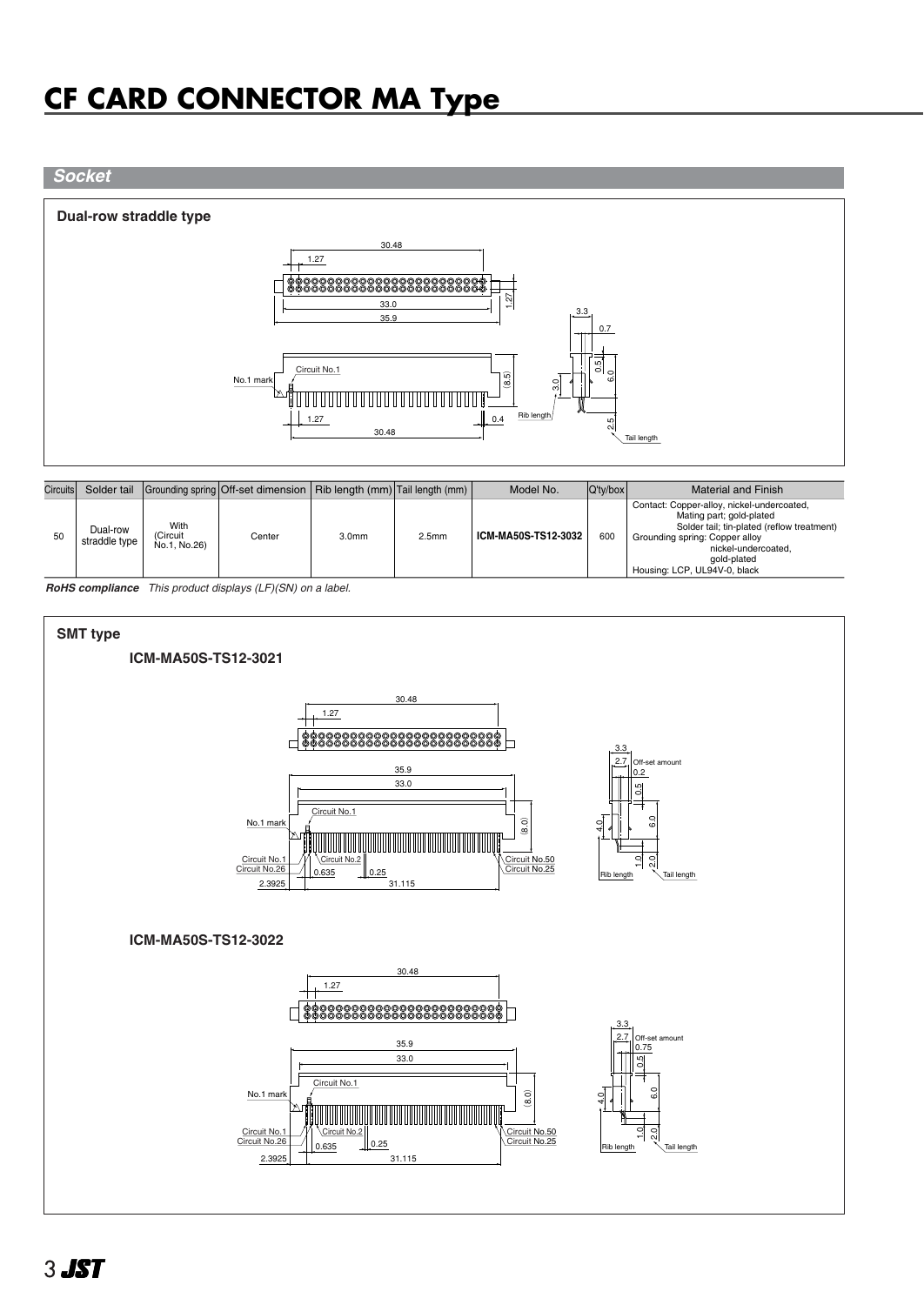# CF CARD CONNECTOR MA Type

## *Socket*

### Dual-row straddle type

30.48
1.27
1.27
33.0
35.9
3.3
0.7
0.5
6.0
3.0
(8.5)
Circuit No.1
No.1 mark
1.27
30.48
0.4
Rib length
2.5
Tail length

| Circuits | Solder tail | Grounding spring | Off-set dimension | Rib length (mm) | Tail length (mm) | Model No. | Q'ty/box | Material and Finish |
|---|---|---|---|---|---|---|---|---|
| 50 | Dual-row straddle type | With (Circuit No.1, No.26) | Center | 3.0mm | 2.5mm | **ICM-MA50S-TS12-3032** | 600 | Contact: Copper-alloy, nickel-undercoated, Mating part; gold-plated Solder tail; tin-plated (reflow treatment) Grounding spring: Copper alloy nickel-undercoated, gold-plated Housing: LCP, UL94V-0, black |

***RoHS compliance*** *This product displays (LF)(SN) on a label.*

### SMT type

#### ICM-MA50S-TS12-3021

30.48
1.27
35.9
33.0
Circuit No.1
No.1 mark
(8.0)
Circuit No.1
Circuit No.26
Circuit No.2
0.635
0.25
Circuit No.50
Circuit No.25
2.3925
31.115
3.3
2.7 Off-set amount
0.2
0.5
6.0
4.0
1.0
2.0
Rib length
Tail length

#### ICM-MA50S-TS12-3022

30.48
1.27
35.9
33.0
Circuit No.1
No.1 mark
(8.0)
Circuit No.1
Circuit No.26
Circuit No.2
0.635
0.25
Circuit No.50
Circuit No.25
2.3925
31.115
3.3
2.7 Off-set amount
0.75
0.5
6.0
4.0
1.0
2.0
Rib length
Tail length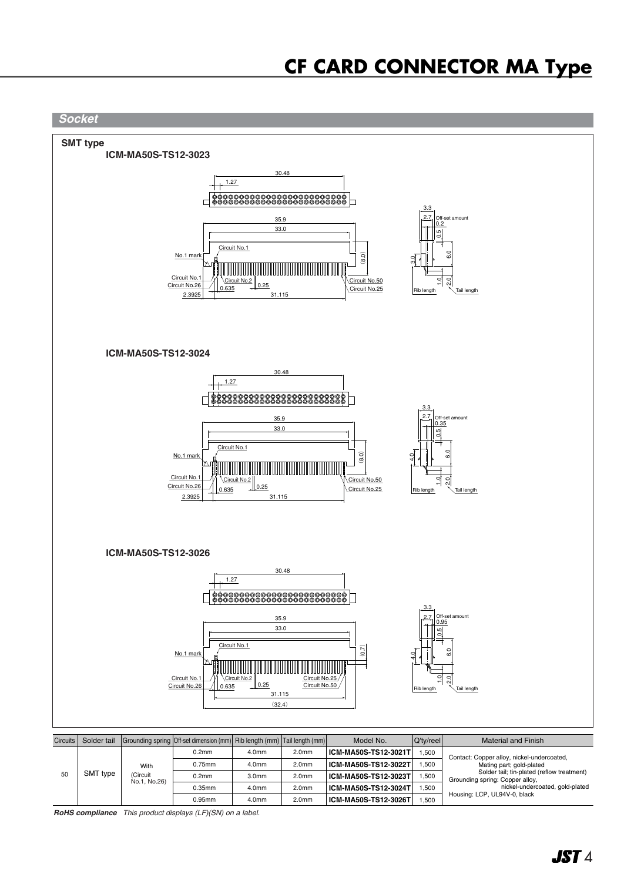# CF CARD CONNECTOR MA Type

## Socket

### SMT type

**ICM-MA50S-TS12-3023**

30.48
1.27
35.9
33.0
No.1 mark
Circuit No.1
(8.0)
Circuit No.1
Circuit No.26
Circuit No.2
0.635
0.25
Circuit No.50
Circuit No.25
2.3925
31.115
3.3
2.7
Off-set amount 0.2
0.5
3.0
6.0
1.0
2.0
Rib length
Tail length

**ICM-MA50S-TS12-3024**

30.48
1.27
35.9
33.0
No.1 mark
Circuit No.1
(8.0)
Circuit No.1
Circuit No.26
Circuit No.2
0.635
0.25
Circuit No.50
Circuit No.25
2.3925
31.115
3.3
2.7
Off-set amount 0.35
0.5
4.0
6.0
1.0
2.0
Rib length
Tail length

**ICM-MA50S-TS12-3026**

30.48
1.27
35.9
33.0
No.1 mark
Circuit No.1
(0.7)
Circuit No.1
Circuit No.26
Circuit No.2
0.635
0.25
Circuit No.25
Circuit No.50
31.115
(32.4)
3.3
2.7
Off-set amount 0.95
0.5
4.0
6.0
1.0
2.0
Rib length
Tail length

| Circuits | Solder tail | Grounding spring | Off-set dimension (mm) | Rib length (mm) | Tail length (mm) | Model No. | Q'ty/reel | Material and Finish |
|---|---|---|---|---|---|---|---|---|
| 50 | SMT type | With (Circuit No.1, No.26) | 0.2mm | 4.0mm | 2.0mm | **ICM-MA50S-TS12-3021T** | 1,500 | Contact: Copper alloy, nickel-undercoated, Mating part; gold-plated Solder tail; tin-plated (reflow treatment) Grounding spring: Copper alloy, nickel-undercoated, gold-plated Housing: LCP, UL94V-0, black |
| | | | 0.75mm | 4.0mm | 2.0mm | **ICM-MA50S-TS12-3022T** | 1,500 | |
| | | | 0.2mm | 3.0mm | 2.0mm | **ICM-MA50S-TS12-3023T** | 1,500 | |
| | | | 0.35mm | 4.0mm | 2.0mm | **ICM-MA50S-TS12-3024T** | 1,500 | |
| | | | 0.95mm | 4.0mm | 2.0mm | **ICM-MA50S-TS12-3026T** | 1,500 | |

***RoHS compliance*** *This product displays (LF)(SN) on a label.*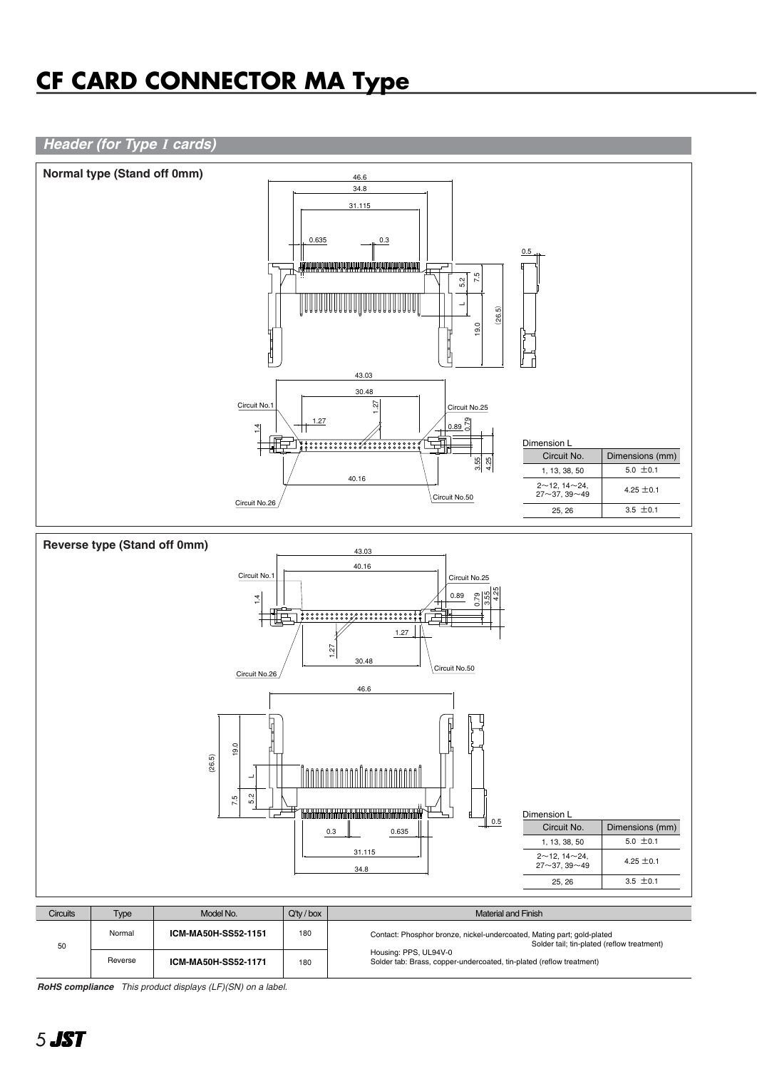# CF CARD CONNECTOR MA Type

## *Header (for Type I cards)*

### Normal type (Stand off 0mm)

Dimension L

| Circuit No. | Dimensions (mm) |
|---|---|
| 1, 13, 38, 50 | 5.0 ±0.1 |
| 2～12, 14～24, 27～37, 39～49 | 4.25 ±0.1 |
| 25, 26 | 3.5 ±0.1 |

### Reverse type (Stand off 0mm)

Dimension L

| Circuit No. | Dimensions (mm) |
|---|---|
| 1, 13, 38, 50 | 5.0 ±0.1 |
| 2～12, 14～24, 27～37, 39～49 | 4.25 ±0.1 |
| 25, 26 | 3.5 ±0.1 |

| Circuits | Type | Model No. | Q'ty / box | Material and Finish |
|---|---|---|---|---|
| 50 | Normal | **ICM-MA50H-SS52-1151** | 180 | Contact: Phosphor bronze, nickel-undercoated, Mating part; gold-plated Solder tail; tin-plated (reflow treatment) Housing: PPS, UL94V-0 Solder tab: Brass, copper-undercoated, tin-plated (reflow treatment) |
| | Reverse | **ICM-MA50H-SS52-1171** | 180 | |

***RoHS compliance*** *This product displays (LF)(SN) on a label.*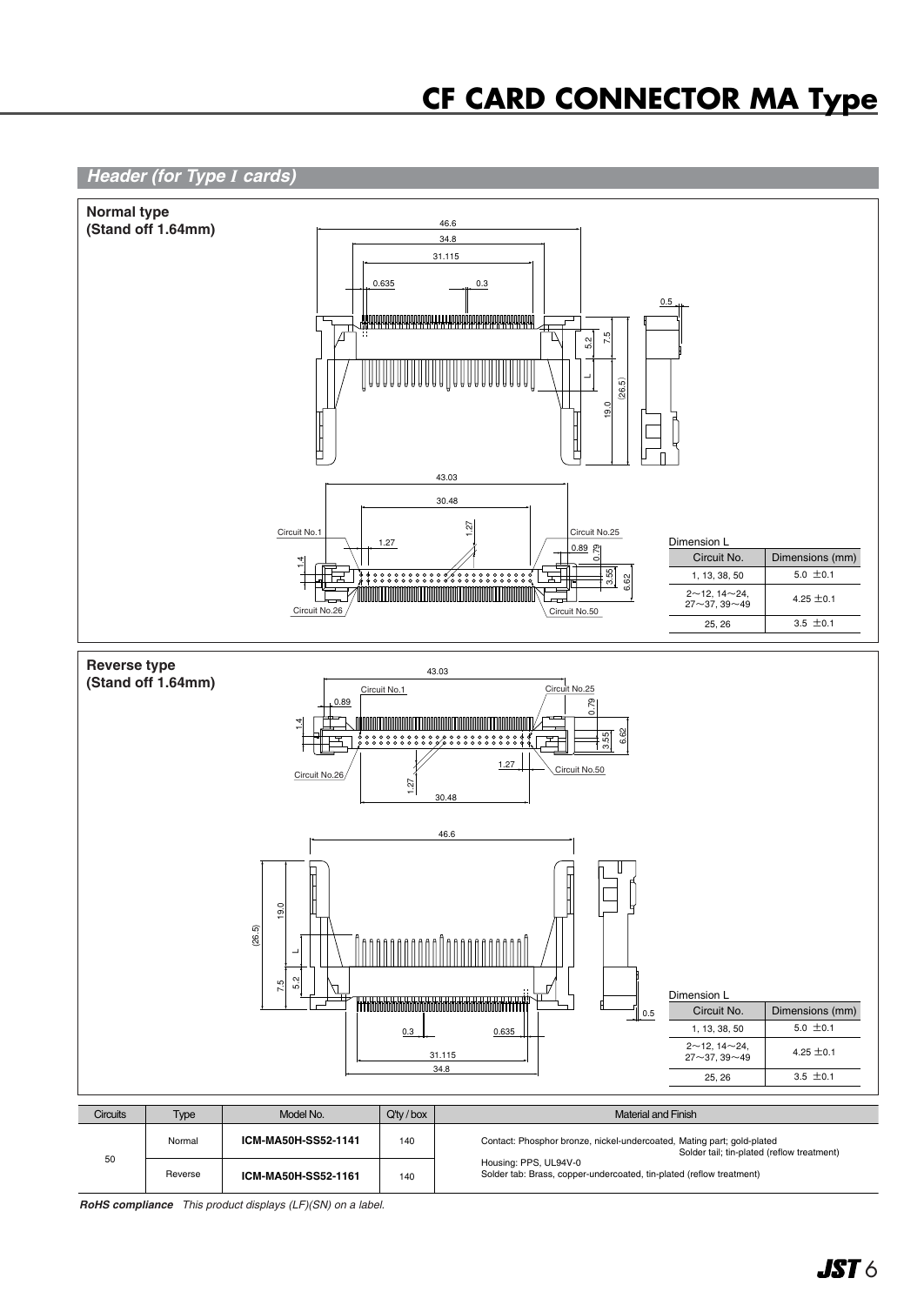# CF CARD CONNECTOR MA Type

## Header (for Type I cards)

### Normal type (Stand off 1.64mm)

Dimension L

| Circuit No. | Dimensions (mm) |
|---|---|
| 1, 13, 38, 50 | 5.0 ±0.1 |
| 2～12, 14～24, 27～37, 39～49 | 4.25 ±0.1 |
| 25, 26 | 3.5 ±0.1 |

### Reverse type (Stand off 1.64mm)

Dimension L

| Circuit No. | Dimensions (mm) |
|---|---|
| 1, 13, 38, 50 | 5.0 ±0.1 |
| 2～12, 14～24, 27～37, 39～49 | 4.25 ±0.1 |
| 25, 26 | 3.5 ±0.1 |

| Circuits | Type | Model No. | Q'ty / box | Material and Finish |
|---|---|---|---|---|
| 50 | Normal | **ICM-MA50H-SS52-1141** | 140 | Contact: Phosphor bronze, nickel-undercoated, Mating part; gold-plated Solder tail; tin-plated (reflow treatment) Housing: PPS, UL94V-0 Solder tab: Brass, copper-undercoated, tin-plated (reflow treatment) |
| | Reverse | **ICM-MA50H-SS52-1161** | 140 | |

***RoHS compliance*** *This product displays (LF)(SN) on a label.*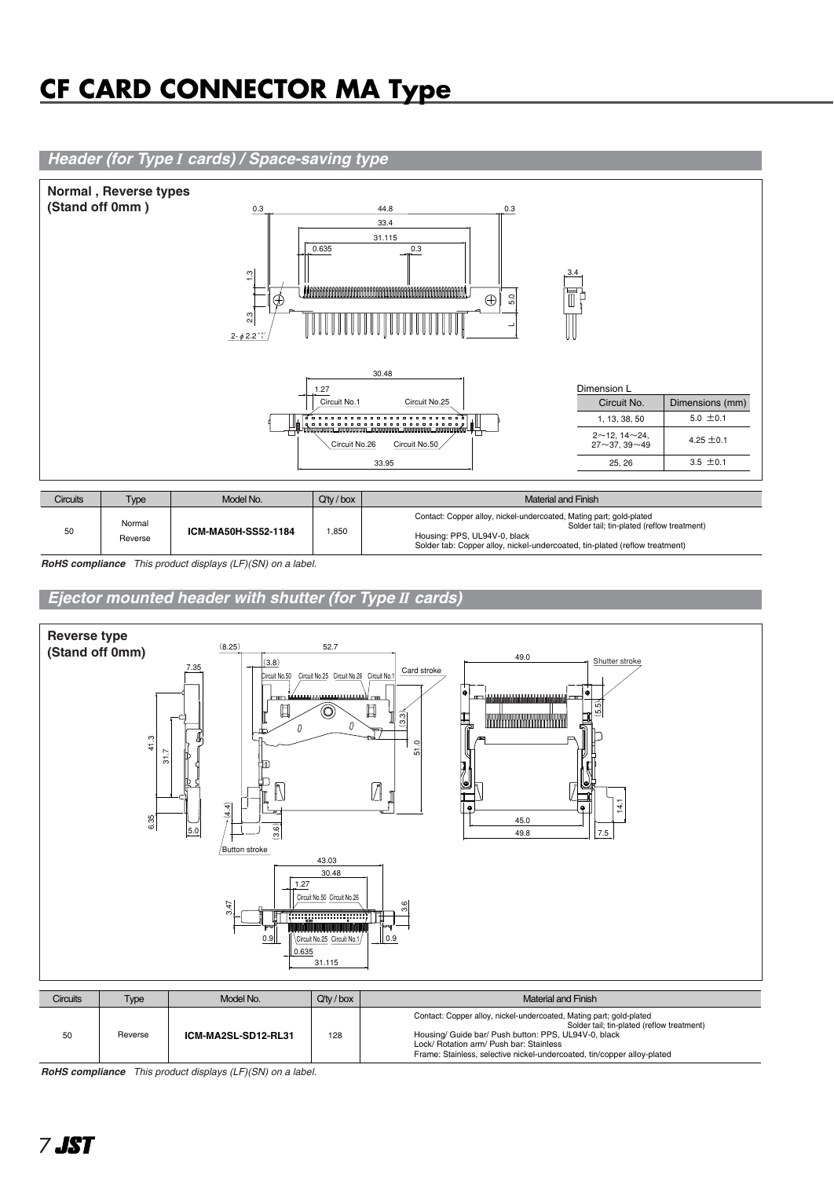# CF CARD CONNECTOR MA Type

## Header (for Type I cards) / Space-saving type

**Normal , Reverse types (Stand off 0mm )**

Dimension L

| Circuit No. | Dimensions (mm) |
|---|---|
| 1, 13, 38, 50 | 5.0 ±0.1 |
| 2～12, 14～24, 27～37, 39～49 | 4.25 ±0.1 |
| 25, 26 | 3.5 ±0.1 |

| Circuits | Type | Model No. | Q'ty / box | Material and Finish |
|---|---|---|---|---|
| 50 | Normal<br>Reverse | **ICM-MA50H-SS52-1184** | 1,850 | Contact: Copper alloy, nickel-undercoated, Mating part; gold-plated<br>Solder tail; tin-plated (reflow treatment)<br>Housing: PPS, UL94V-0, black<br>Solder tab: Copper alloy, nickel-undercoated, tin-plated (reflow treatment) |

***RoHS compliance*** *This product displays (LF)(SN) on a label.*

## Ejector mounted header with shutter (for Type II cards)

**Reverse type (Stand off 0mm)**

| Circuits | Type | Model No. | Q'ty / box | Material and Finish |
|---|---|---|---|---|
| 50 | Reverse | **ICM-MA2SL-SD12-RL31** | 128 | Contact: Copper alloy, nickel-undercoated, Mating part; gold-plated<br>Solder tail; tin-plated (reflow treatment)<br>Housing/ Guide bar/ Push button: PPS, UL94V-0, black<br>Lock/ Rotation arm/ Push bar: Stainless<br>Frame: Stainless, selective nickel-undercoated, tin/copper alloy-plated |

***RoHS compliance*** *This product displays (LF)(SN) on a label.*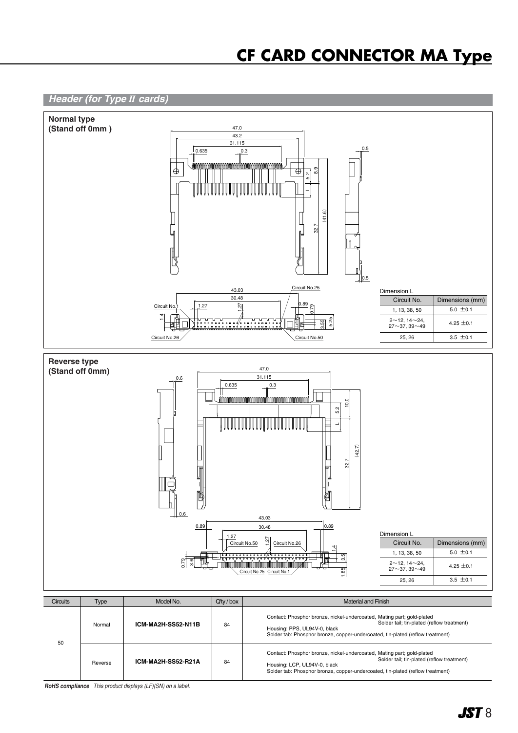# CF CARD CONNECTOR MA Type

## Header (for Type II cards)

### Normal type (Stand off 0mm)

Dimension L

| Circuit No. | Dimensions (mm) |
|---|---|
| 1, 13, 38, 50 | 5.0 ±0.1 |
| 2～12, 14～24, 27～37, 39～49 | 4.25 ±0.1 |
| 25, 26 | 3.5 ±0.1 |

### Reverse type (Stand off 0mm)

Dimension L

| Circuit No. | Dimensions (mm) |
|---|---|
| 1, 13, 38, 50 | 5.0 ±0.1 |
| 2～12, 14～24, 27～37, 39～49 | 4.25 ±0.1 |
| 25, 26 | 3.5 ±0.1 |

| Circuits | Type | Model No. | Q'ty / box | Material and Finish |
|---|---|---|---|---|
| 50 | Normal | **ICM-MA2H-SS52-N11B** | 84 | Contact: Phosphor bronze, nickel-undercoated, Mating part; gold-plated Solder tail; tin-plated (reflow treatment) Housing: PPS, UL94V-0, black Solder tab: Phosphor bronze, copper-undercoated, tin-plated (reflow treatment) |
| | Reverse | **ICM-MA2H-SS52-R21A** | 84 | Contact: Phosphor bronze, nickel-undercoated, Mating part; gold-plated Solder tail; tin-plated (reflow treatment) Housing: LCP, UL94V-0, black Solder tab: Phosphor bronze, copper-undercoated, tin-plated (reflow treatment) |

***RoHS compliance*** *This product displays (LF)(SN) on a label.*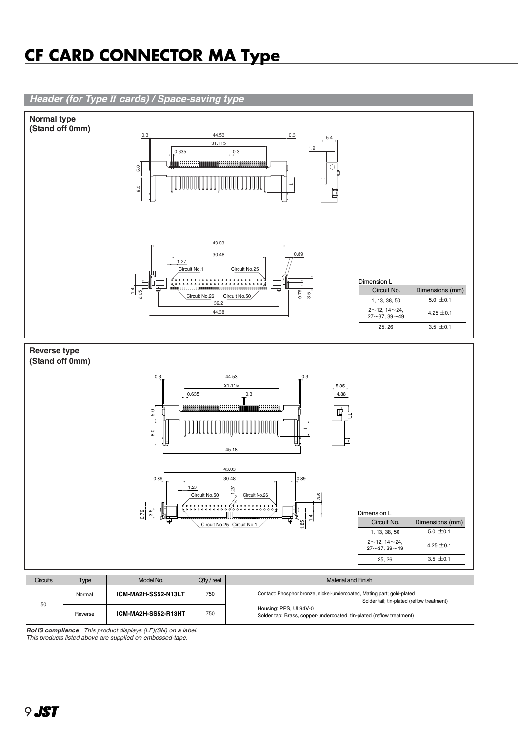# CF CARD CONNECTOR MA Type

## *Header (for Type II cards) / Space-saving type*

### Normal type (Stand off 0mm)

Dimension L

| Circuit No. | Dimensions (mm) |
|---|---|
| 1, 13, 38, 50 | 5.0 ±0.1 |
| 2～12, 14～24, 27～37, 39～49 | 4.25 ±0.1 |
| 25, 26 | 3.5 ±0.1 |

### Reverse type (Stand off 0mm)

Dimension L

| Circuit No. | Dimensions (mm) |
|---|---|
| 1, 13, 38, 50 | 5.0 ±0.1 |
| 2～12, 14～24, 27～37, 39～49 | 4.25 ±0.1 |
| 25, 26 | 3.5 ±0.1 |

| Circuits | Type | Model No. | Q'ty / reel | Material and Finish |
|---|---|---|---|---|
| 50 | Normal | **ICM-MA2H-SS52-N13LT** | 750 | Contact: Phosphor bronze, nickel-undercoated, Mating part; gold-plated Solder tail; tin-plated (reflow treatment) Housing: PPS, UL94V-0 Solder tab: Brass, copper-undercoated, tin-plated (reflow treatment) |
| | Reverse | **ICM-MA2H-SS52-R13HT** | 750 | |

***RoHS compliance*** *This product displays (LF)(SN) on a label.*
*This products listed above are supplied on embossed-tape.*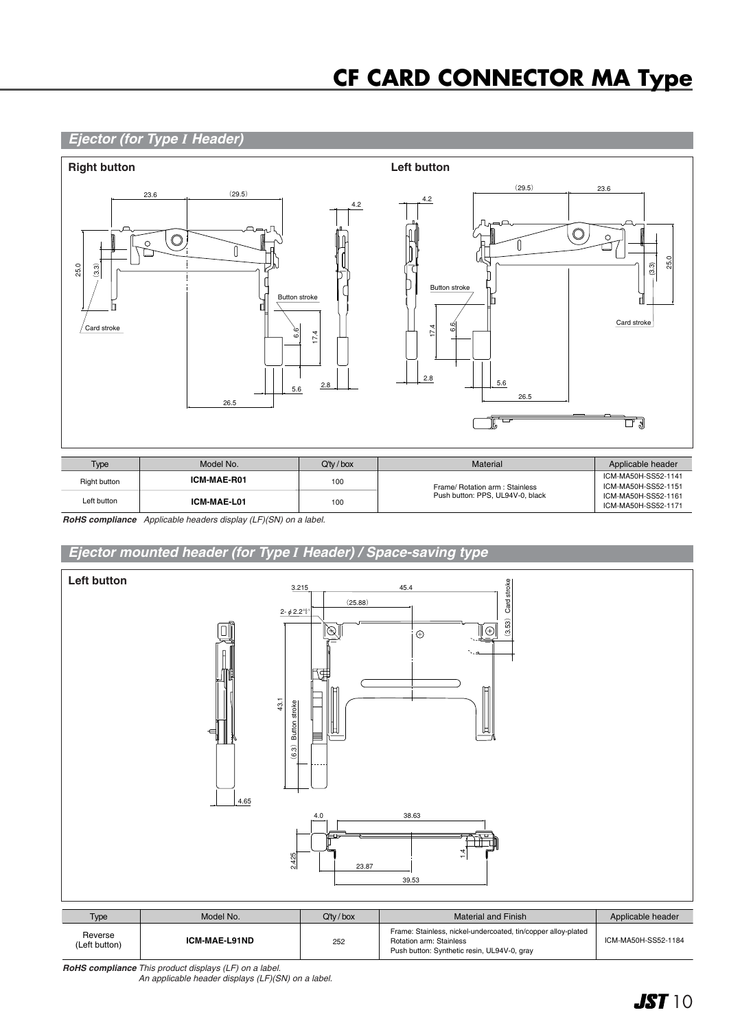# CF CARD CONNECTOR MA Type

## Ejector (for Type I Header)

**Right button**

**Left button**

| Type | Model No. | Q'ty / box | Material | Applicable header |
|---|---|---|---|---|
| Right button | **ICM-MAE-R01** | 100 | Frame/ Rotation arm : Stainless<br>Push button: PPS, UL94V-0, black | ICM-MA50H-SS52-1141<br>ICM-MA50H-SS52-1151 |
| Left button | **ICM-MAE-L01** | 100 | | ICM-MA50H-SS52-1161<br>ICM-MA50H-SS52-1171 |

***RoHS compliance*** *Applicable headers display (LF)(SN) on a label.*

## Ejector mounted header (for Type I Header) / Space-saving type

**Left button**

| Type | Model No. | Q'ty / box | Material and Finish | Applicable header |
|---|---|---|---|---|
| Reverse (Left button) | **ICM-MAE-L91ND** | 252 | Frame: Stainless, nickel-undercoated, tin/copper alloy-plated<br>Rotation arm: Stainless<br>Push button: Synthetic resin, UL94V-0, gray | ICM-MA50H-SS52-1184 |

***RoHS compliance*** *This product displays (LF) on a label.*
*An applicable header displays (LF)(SN) on a label.*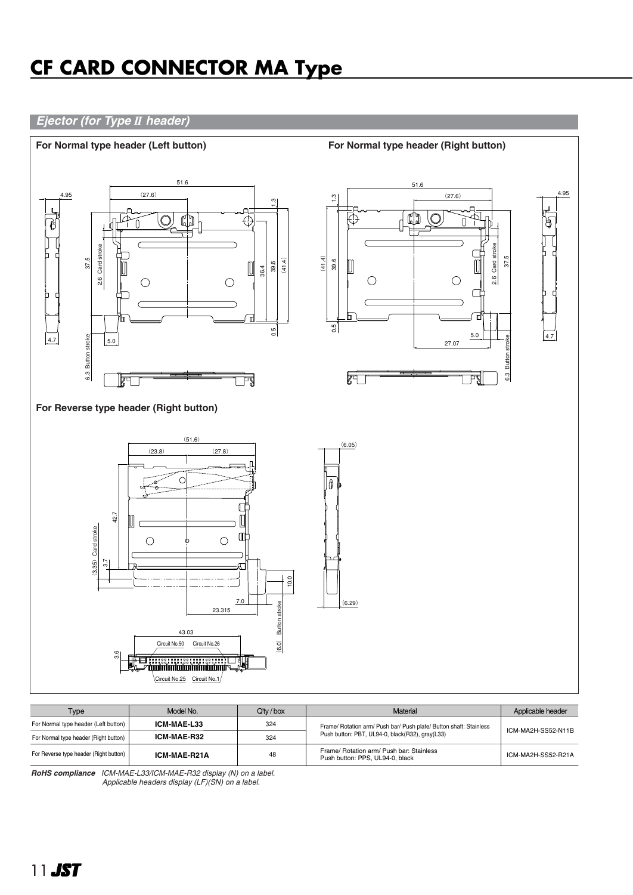# CF CARD CONNECTOR MA Type

## *Ejector (for Type II header)*

**For Normal type header (Left button)**

**For Normal type header (Right button)**

**For Reverse type header (Right button)**

| Type | Model No. | Q'ty / box | Material | Applicable header |
|---|---|---|---|---|
| For Normal type header (Left button) | **ICM-MAE-L33** | 324 | Frame/ Rotation arm/ Push bar/ Push plate/ Button shaft: Stainless Push button: PBT, UL94-0, black(R32), gray(L33) | ICM-MA2H-SS52-N11B |
| For Normal type header (Right button) | **ICM-MAE-R32** | 324 | | |
| For Reverse type header (Right button) | **ICM-MAE-R21A** | 48 | Frame/ Rotation arm/ Push bar: Stainless Push button: PPS, UL94-0, black | ICM-MA2H-SS52-R21A |

***RoHS compliance*** *ICM-MAE-L33/ICM-MAE-R32 display (N) on a label.*
*Applicable headers display (LF)(SN) on a label.*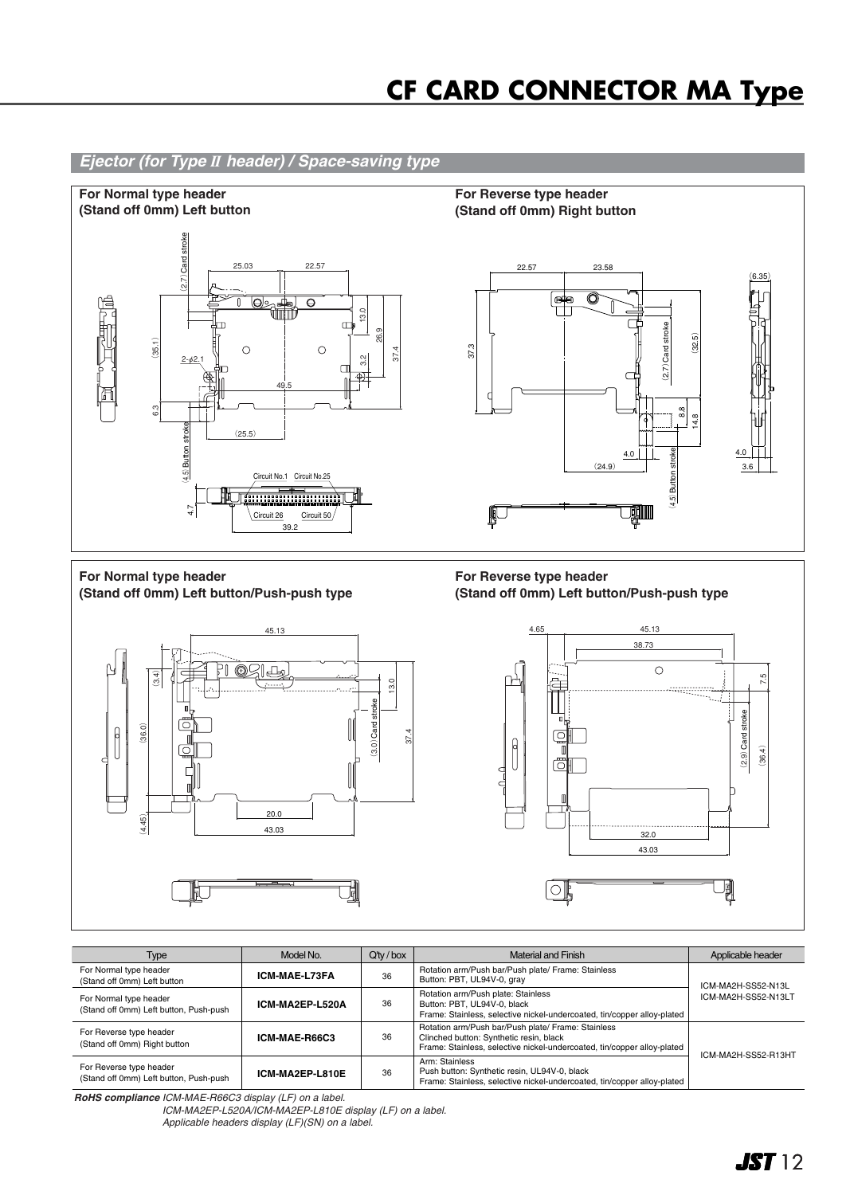# CF CARD CONNECTOR MA Type

## Ejector (for Type II header) / Space-saving type

**For Normal type header (Stand off 0mm) Left button**

**For Reverse type header (Stand off 0mm) Right button**

**For Normal type header (Stand off 0mm) Left button/Push-push type**

**For Reverse type header (Stand off 0mm) Left button/Push-push type**

| Type | Model No. | Q'ty / box | Material and Finish | Applicable header |
|---|---|---|---|---|
| For Normal type header (Stand off 0mm) Left button | **ICM-MAE-L73FA** | 36 | Rotation arm/Push bar/Push plate/ Frame: Stainless<br>Button: PBT, UL94V-0, gray | ICM-MA2H-SS52-N13L<br>ICM-MA2H-SS52-N13LT |
| For Normal type header (Stand off 0mm) Left button, Push-push | **ICM-MA2EP-L520A** | 36 | Rotation arm/Push plate: Stainless<br>Button: PBT, UL94V-0, black<br>Frame: Stainless, selective nickel-undercoated, tin/copper alloy-plated | |
| For Reverse type header (Stand off 0mm) Right button | **ICM-MAE-R66C3** | 36 | Rotation arm/Push bar/Push plate/ Frame: Stainless<br>Clinched button: Synthetic resin, black<br>Frame: Stainless, selective nickel-undercoated, tin/copper alloy-plated | ICM-MA2H-SS52-R13HT |
| For Reverse type header (Stand off 0mm) Left button, Push-push | **ICM-MA2EP-L810E** | 36 | Arm: Stainless<br>Push button: Synthetic resin, UL94V-0, black<br>Frame: Stainless, selective nickel-undercoated, tin/copper alloy-plated | |

***RoHS compliance*** *ICM-MAE-R66C3 display (LF) on a label.*
*ICM-MA2EP-L520A/ICM-MA2EP-L810E display (LF) on a label.*
*Applicable headers display (LF)(SN) on a label.*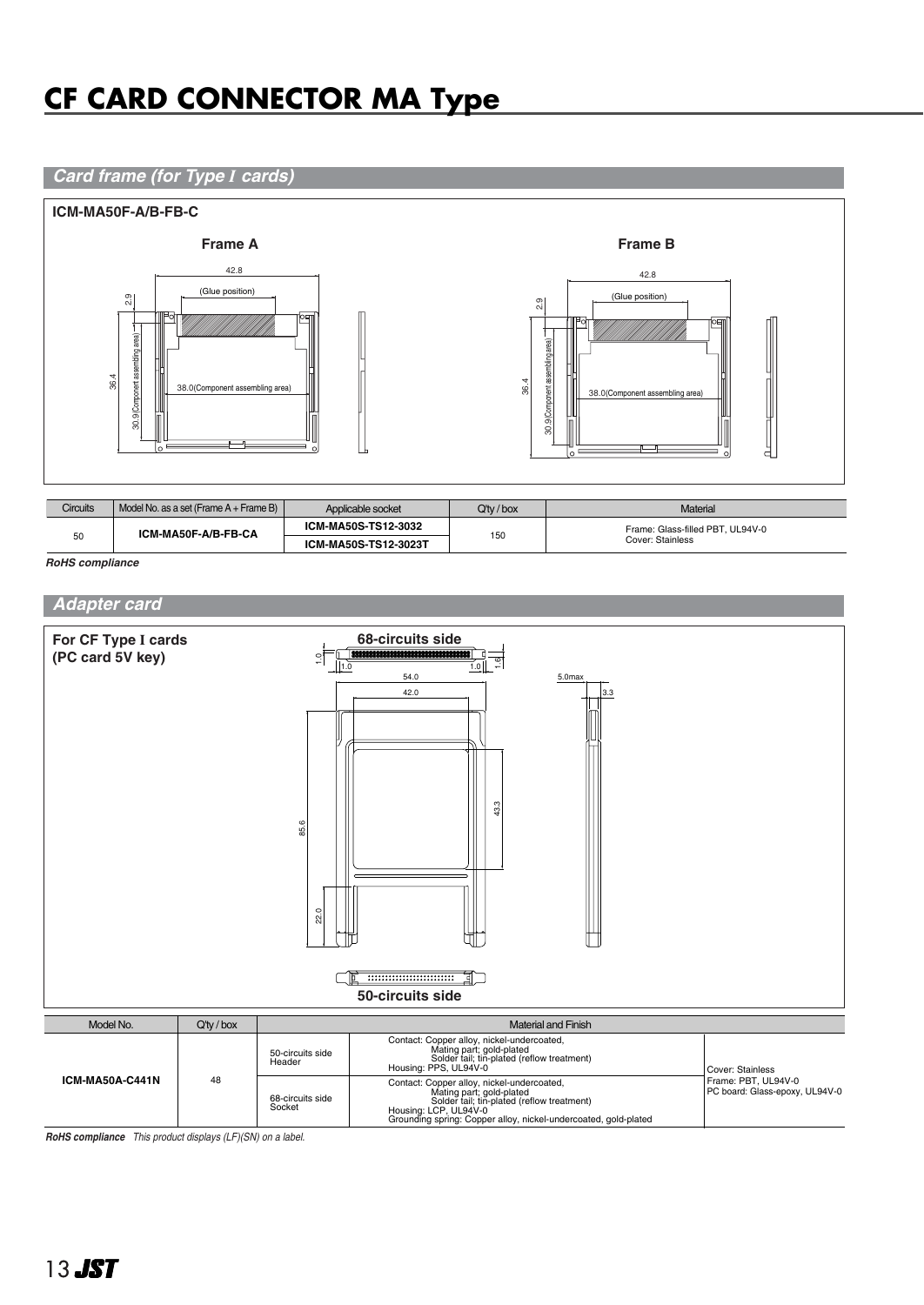# CF CARD CONNECTOR MA Type

## Card frame (for Type I cards)

**ICM-MA50F-A/B-FB-C**

**Frame A**

**Frame B**

| Circuits | Model No. as a set (Frame A + Frame B) | Applicable socket | Q'ty / box | Material |
|---|---|---|---|---|
| 50 | **ICM-MA50F-A/B-FB-CA** | **ICM-MA50S-TS12-3032** | 150 | Frame: Glass-filled PBT, UL94V-0 Cover: Stainless |
| | | **ICM-MA50S-TS12-3023T** | | |

***RoHS compliance***

## Adapter card

**For CF Type I cards (PC card 5V key)**

**68-circuits side**

**50-circuits side**

| Model No. | Q'ty / box | Material and Finish | | |
|---|---|---|---|---|
| **ICM-MA50A-C441N** | 48 | 50-circuits side Header | Contact: Copper alloy, nickel-undercoated, Mating part; gold-plated Solder tail; tin-plated (reflow treatment) Housing: PPS, UL94V-0 | Cover: Stainless Frame: PBT, UL94V-0 PC board: Glass-epoxy, UL94V-0 |
| | | 68-circuits side Socket | Contact: Copper alloy, nickel-undercoated, Mating part; gold-plated Solder tail; tin-plated (reflow treatment) Housing: LCP, UL94V-0 Grounding spring: Copper alloy, nickel-undercoated, gold-plated | |

***RoHS compliance*** *This product displays (LF)(SN) on a label.*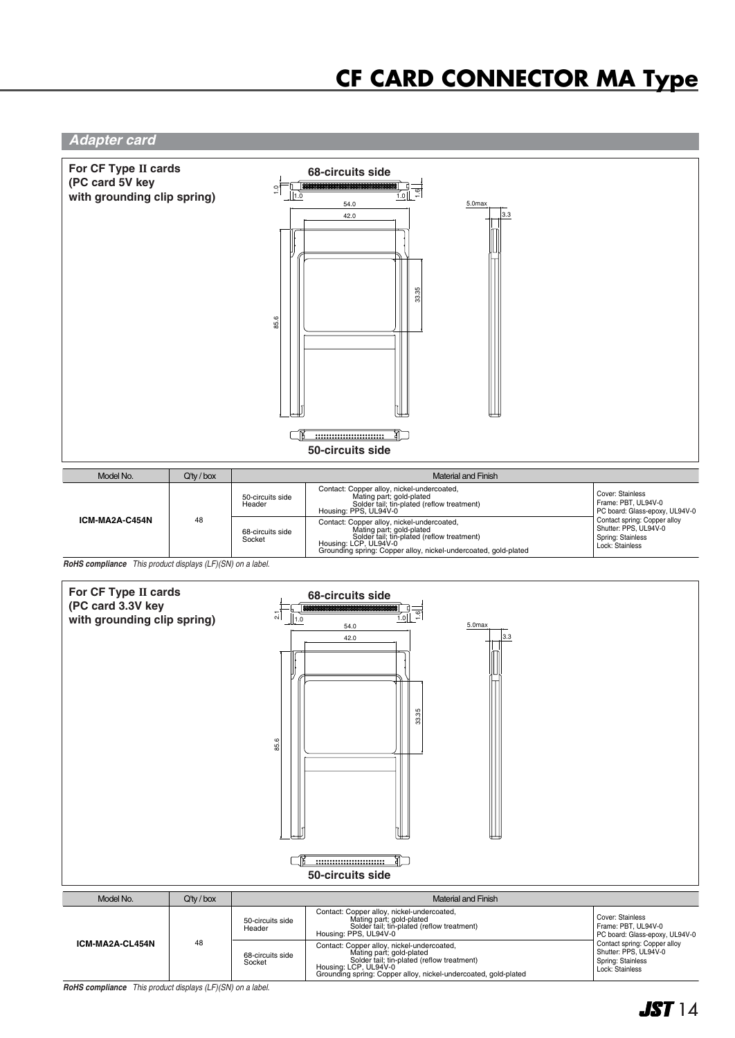# CF CARD CONNECTOR MA Type

## Adapter card

### For CF Type II cards (PC card 5V key with grounding clip spring)

68-circuits side

1.0
1.0
1.0
1.6
54.0
42.0
5.0max
3.3
33.35
85.6

50-circuits side

| Model No. | Q'ty / box | Material and Finish | | |
|---|---|---|---|---|
| ICM-MA2A-C454N | 48 | 50-circuits side Header | Contact: Copper alloy, nickel-undercoated, Mating part; gold-plated Solder tail; tin-plated (reflow treatment) Housing: PPS, UL94V-0 | Cover: Stainless Frame: PBT, UL94V-0 PC board: Glass-epoxy, UL94V-0 Contact spring: Copper alloy Shutter: PPS, UL94V-0 Spring: Stainless Lock: Stainless |
| | | 68-circuits side Socket | Contact: Copper alloy, nickel-undercoated, Mating part; gold-plated Solder tail; tin-plated (reflow treatment) Housing: LCP, UL94V-0 Grounding spring: Copper alloy, nickel-undercoated, gold-plated | |

***RoHS compliance*** *This product displays (LF)(SN) on a label.*

### For CF Type II cards (PC card 3.3V key with grounding clip spring)

68-circuits side

2.1
1.0
1.0
1.6
54.0
42.0
5.0max
3.3
33.35
85.6

50-circuits side

| Model No. | Q'ty / box | Material and Finish | | |
|---|---|---|---|---|
| ICM-MA2A-CL454N | 48 | 50-circuits side Header | Contact: Copper alloy, nickel-undercoated, Mating part; gold-plated Solder tail; tin-plated (reflow treatment) Housing: PPS, UL94V-0 | Cover: Stainless Frame: PBT, UL94V-0 PC board: Glass-epoxy, UL94V-0 Contact spring: Copper alloy Shutter: PPS, UL94V-0 Spring: Stainless Lock: Stainless |
| | | 68-circuits side Socket | Contact: Copper alloy, nickel-undercoated, Mating part; gold-plated Solder tail; tin-plated (reflow treatment) Housing: LCP, UL94V-0 Grounding spring: Copper alloy, nickel-undercoated, gold-plated | |

***RoHS compliance*** *This product displays (LF)(SN) on a label.*